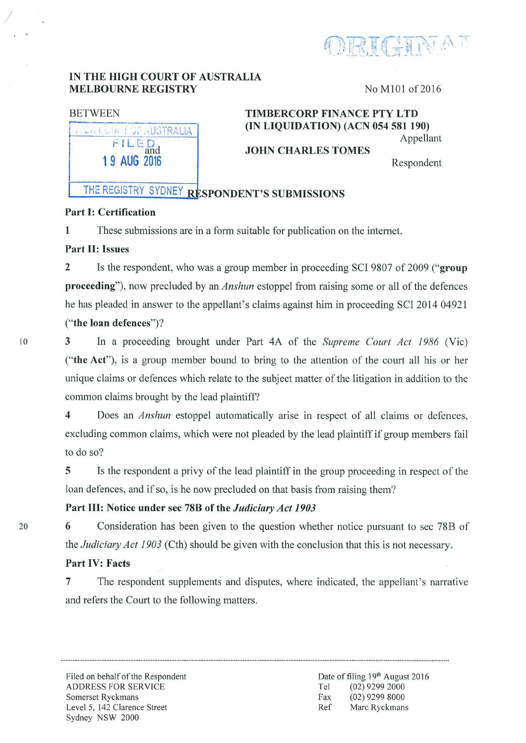IN THE HIGH COURT OF AUSTRALIA
MELBOURNE REGISTRY

No M101 of 2016

BETWEEN

**TIMBERCORP FINANCE PTY LTD (IN LIQUIDATION) (ACN 054 581 190)**
Appellant

and

**JOHN CHARLES TOMES**
Respondent

HIGH COURT OF AUSTRALIA
FILED
19 AUG 2016
THE REGISTRY SYDNEY

## RESPONDENT'S SUBMISSIONS

### Part I: Certification

1 These submissions are in a form suitable for publication on the internet.

### Part II: Issues

2 Is the respondent, who was a group member in proceeding SCI 9807 of 2009 ("**group proceeding**"), now precluded by an *Anshun* estoppel from raising some or all of the defences he has pleaded in answer to the appellant's claims against him in proceeding SCI 2014 04921 ("**the loan defences**")?

3 In a proceeding brought under Part 4A of the *Supreme Court Act 1986* (Vic) ("**the Act**"), is a group member bound to bring to the attention of the court all his or her unique claims or defences which relate to the subject matter of the litigation in addition to the common claims brought by the lead plaintiff?

4 Does an *Anshun* estoppel automatically arise in respect of all claims or defences, excluding common claims, which were not pleaded by the lead plaintiff if group members fail to do so?

5 Is the respondent a privy of the lead plaintiff in the group proceeding in respect of the loan defences, and if so, is he now precluded on that basis from raising them?

### Part III: Notice under sec 78B of the *Judiciary Act 1903*

6 Consideration has been given to the question whether notice pursuant to sec 78B of the *Judiciary Act 1903* (Cth) should be given with the conclusion that this is not necessary.

### Part IV: Facts

7 The respondent supplements and disputes, where indicated, the appellant's narrative and refers the Court to the following matters.

Filed on behalf of the Respondent
ADDRESS FOR SERVICE
Somerset Ryckmans
Level 5, 142 Clarence Street
Sydney NSW 2000

Date of filing 19th August 2016
Tel (02) 9299 2000
Fax (02) 9299 8000
Ref Marc Ryckmans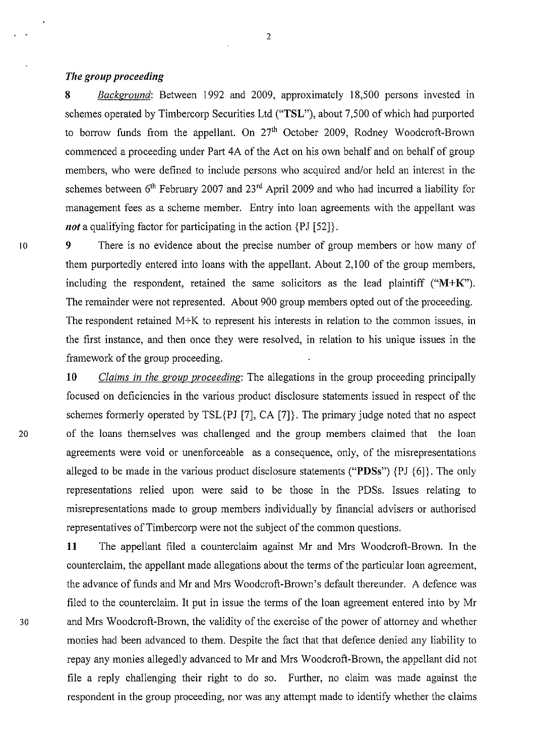### *The group proceeding*

**8** *Background*: Between 1992 and 2009, approximately 18,500 persons invested in schemes operated by Timbercorp Securities Ltd ("**TSL**"), about 7,500 of which had purported to borrow funds from the appellant. On 27th October 2009, Rodney Woodcroft-Brown commenced a proceeding under Part 4A of the Act on his own behalf and on behalf of group members, who were defined to include persons who acquired and/or held an interest in the schemes between 6th February 2007 and 23rd April 2009 and who had incurred a liability for management fees as a scheme member. Entry into loan agreements with the appellant was ***not*** a qualifying factor for participating in the action {PJ [52]}.

**9** There is no evidence about the precise number of group members or how many of them purportedly entered into loans with the appellant. About 2,100 of the group members, including the respondent, retained the same solicitors as the lead plaintiff ("**M+K**"). The remainder were not represented. About 900 group members opted out of the proceeding. The respondent retained M+K to represent his interests in relation to the common issues, in the first instance, and then once they were resolved, in relation to his unique issues in the framework of the group proceeding.

**10** *Claims in the group proceeding*: The allegations in the group proceeding principally focused on deficiencies in the various product disclosure statements issued in respect of the schemes formerly operated by TSL{PJ [7], CA [7]}. The primary judge noted that no aspect of the loans themselves was challenged and the group members claimed that the loan agreements were void or unenforceable as a consequence, only, of the misrepresentations alleged to be made in the various product disclosure statements ("**PDSs**") {PJ {6]}. The only representations relied upon were said to be those in the PDSs. Issues relating to misrepresentations made to group members individually by financial advisers or authorised representatives of Timbercorp were not the subject of the common questions.

**11** The appellant filed a counterclaim against Mr and Mrs Woodcroft-Brown. In the counterclaim, the appellant made allegations about the terms of the particular loan agreement, the advance of funds and Mr and Mrs Woodcroft-Brown's default thereunder. A defence was filed to the counterclaim. It put in issue the terms of the loan agreement entered into by Mr and Mrs Woodcroft-Brown, the validity of the exercise of the power of attorney and whether monies had been advanced to them. Despite the fact that that defence denied any liability to repay any monies allegedly advanced to Mr and Mrs Woodcroft-Brown, the appellant did not file a reply challenging their right to do so. Further, no claim was made against the respondent in the group proceeding, nor was any attempt made to identify whether the claims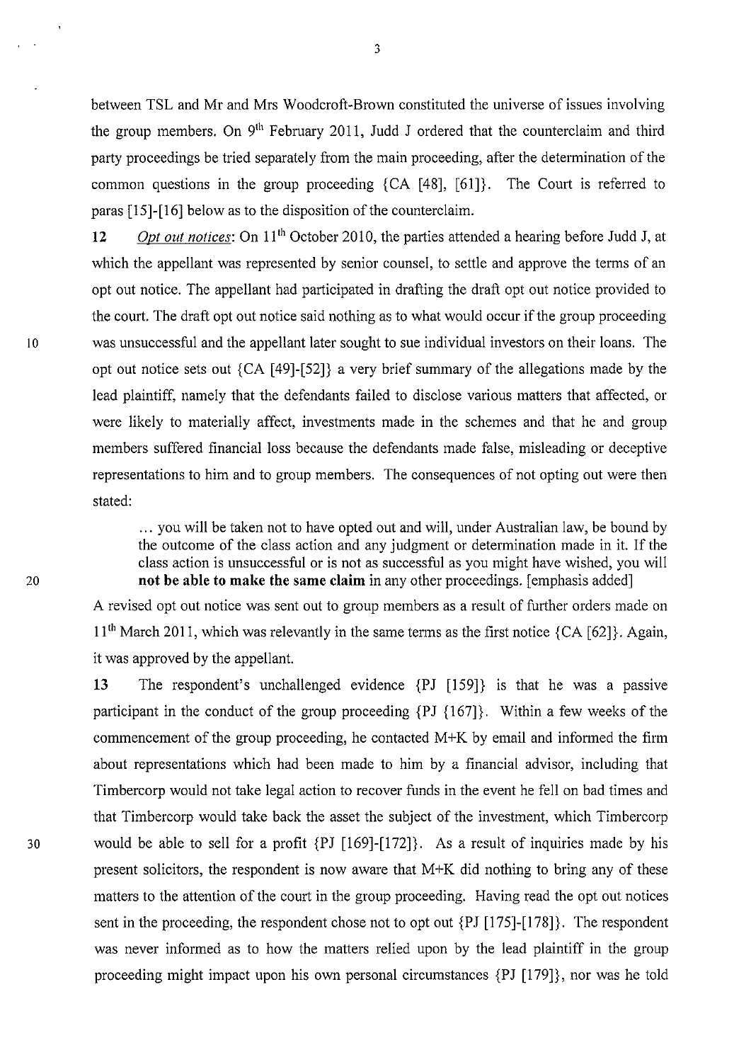between TSL and Mr and Mrs Woodcroft-Brown constituted the universe of issues involving the group members. On 9th February 2011, Judd J ordered that the counterclaim and third party proceedings be tried separately from the main proceeding, after the determination of the common questions in the group proceeding {CA [48], [61]}. The Court is referred to paras [15]-[16] below as to the disposition of the counterclaim.

**12** *Opt out notices*: On 11th October 2010, the parties attended a hearing before Judd J, at which the appellant was represented by senior counsel, to settle and approve the terms of an opt out notice. The appellant had participated in drafting the draft opt out notice provided to the court. The draft opt out notice said nothing as to what would occur if the group proceeding was unsuccessful and the appellant later sought to sue individual investors on their loans. The opt out notice sets out {CA [49]-[52]} a very brief summary of the allegations made by the lead plaintiff, namely that the defendants failed to disclose various matters that affected, or were likely to materially affect, investments made in the schemes and that he and group members suffered financial loss because the defendants made false, misleading or deceptive representations to him and to group members. The consequences of not opting out were then stated:

> … you will be taken not to have opted out and will, under Australian law, be bound by the outcome of the class action and any judgment or determination made in it. If the class action is unsuccessful or is not as successful as you might have wished, you will **not be able to make the same claim** in any other proceedings. [emphasis added]

A revised opt out notice was sent out to group members as a result of further orders made on 11th March 2011, which was relevantly in the same terms as the first notice {CA [62]}. Again, it was approved by the appellant.

**13** The respondent's unchallenged evidence {PJ [159]} is that he was a passive participant in the conduct of the group proceeding {PJ {167]}. Within a few weeks of the commencement of the group proceeding, he contacted M+K by email and informed the firm about representations which had been made to him by a financial advisor, including that Timbercorp would not take legal action to recover funds in the event he fell on bad times and that Timbercorp would take back the asset the subject of the investment, which Timbercorp would be able to sell for a profit {PJ [169]-[172]}. As a result of inquiries made by his present solicitors, the respondent is now aware that M+K did nothing to bring any of these matters to the attention of the court in the group proceeding. Having read the opt out notices sent in the proceeding, the respondent chose not to opt out {PJ [175]-[178]}. The respondent was never informed as to how the matters relied upon by the lead plaintiff in the group proceeding might impact upon his own personal circumstances {PJ [179]}, nor was he told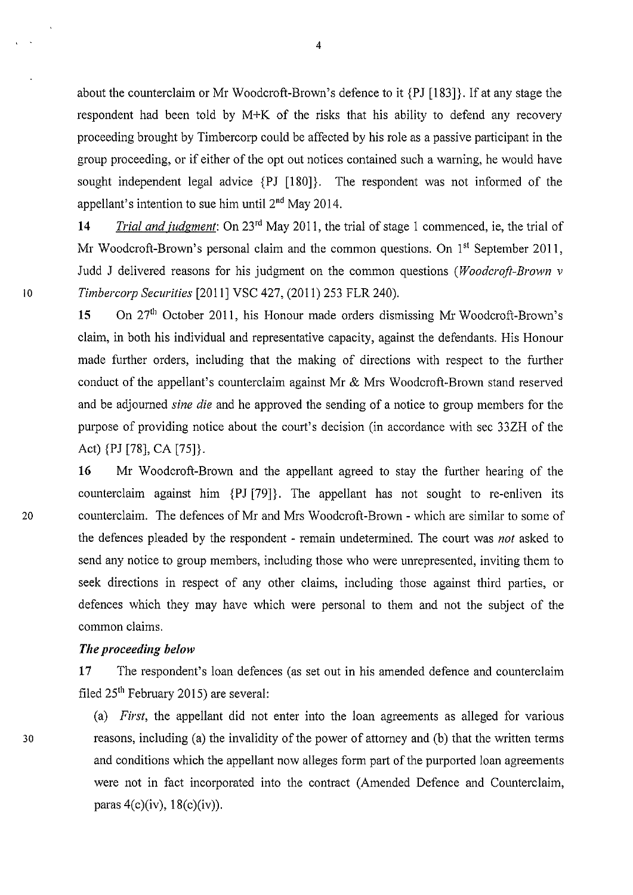about the counterclaim or Mr Woodcroft-Brown's defence to it {PJ [183]}. If at any stage the respondent had been told by M+K of the risks that his ability to defend any recovery proceeding brought by Timbercorp could be affected by his role as a passive participant in the group proceeding, or if either of the opt out notices contained such a warning, he would have sought independent legal advice {PJ [180]}. The respondent was not informed of the appellant's intention to sue him until 2nd May 2014.

**14** *Trial and judgment*: On 23rd May 2011, the trial of stage 1 commenced, ie, the trial of Mr Woodcroft-Brown's personal claim and the common questions. On 1st September 2011, Judd J delivered reasons for his judgment on the common questions (*Woodcroft-Brown v Timbercorp Securities* [2011] VSC 427, (2011) 253 FLR 240).

**15** On 27th October 2011, his Honour made orders dismissing Mr Woodcroft-Brown's claim, in both his individual and representative capacity, against the defendants. His Honour made further orders, including that the making of directions with respect to the further conduct of the appellant's counterclaim against Mr & Mrs Woodcroft-Brown stand reserved and be adjourned *sine die* and he approved the sending of a notice to group members for the purpose of providing notice about the court's decision (in accordance with sec 33ZH of the Act) {PJ [78], CA [75]}.

**16** Mr Woodcroft-Brown and the appellant agreed to stay the further hearing of the counterclaim against him {PJ [79]}. The appellant has not sought to re-enliven its counterclaim. The defences of Mr and Mrs Woodcroft-Brown - which are similar to some of the defences pleaded by the respondent - remain undetermined. The court was *not* asked to send any notice to group members, including those who were unrepresented, inviting them to seek directions in respect of any other claims, including those against third parties, or defences which they may have which were personal to them and not the subject of the common claims.

### *The proceeding below*

**17** The respondent's loan defences (as set out in his amended defence and counterclaim filed 25th February 2015) are several:

(a) *First*, the appellant did not enter into the loan agreements as alleged for various reasons, including (a) the invalidity of the power of attorney and (b) that the written terms and conditions which the appellant now alleges form part of the purported loan agreements were not in fact incorporated into the contract (Amended Defence and Counterclaim, paras 4(c)(iv), 18(c)(iv)).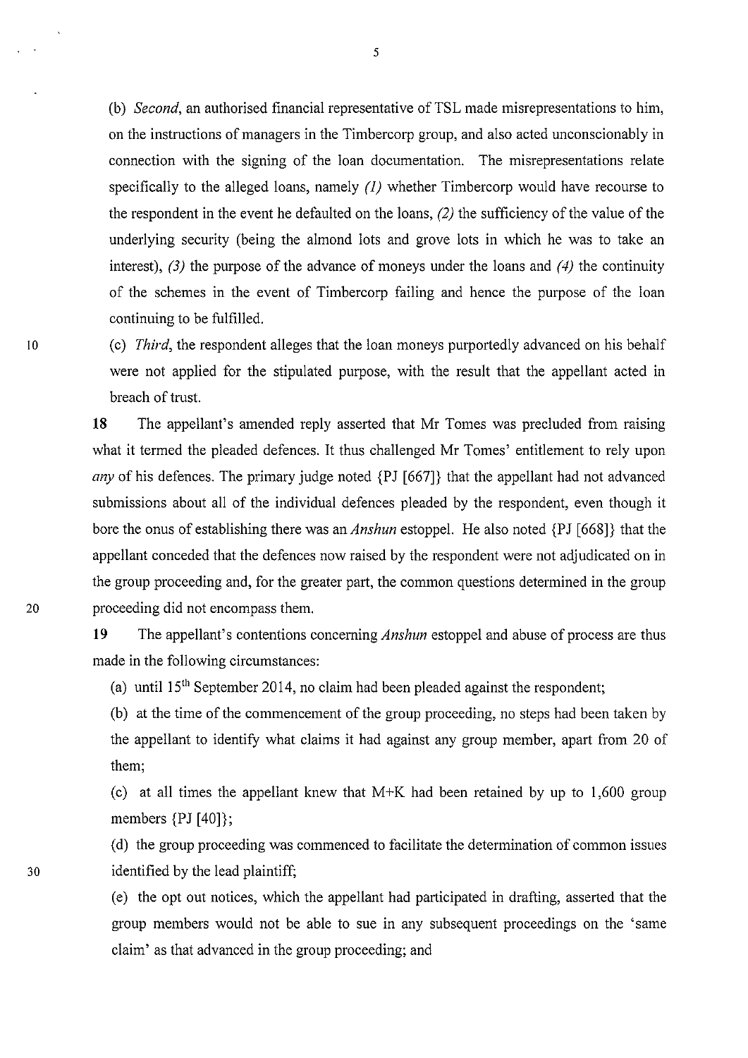(b) *Second*, an authorised financial representative of TSL made misrepresentations to him, on the instructions of managers in the Timbercorp group, and also acted unconscionably in connection with the signing of the loan documentation. The misrepresentations relate specifically to the alleged loans, namely *(1)* whether Timbercorp would have recourse to the respondent in the event he defaulted on the loans, *(2)* the sufficiency of the value of the underlying security (being the almond lots and grove lots in which he was to take an interest), *(3)* the purpose of the advance of moneys under the loans and *(4)* the continuity of the schemes in the event of Timbercorp failing and hence the purpose of the loan continuing to be fulfilled.

(c) *Third*, the respondent alleges that the loan moneys purportedly advanced on his behalf were not applied for the stipulated purpose, with the result that the appellant acted in breach of trust.

**18** The appellant's amended reply asserted that Mr Tomes was precluded from raising what it termed the pleaded defences. It thus challenged Mr Tomes' entitlement to rely upon *any* of his defences. The primary judge noted {PJ [667]} that the appellant had not advanced submissions about all of the individual defences pleaded by the respondent, even though it bore the onus of establishing there was an *Anshun* estoppel. He also noted {PJ [668]} that the appellant conceded that the defences now raised by the respondent were not adjudicated on in the group proceeding and, for the greater part, the common questions determined in the group proceeding did not encompass them.

**19** The appellant's contentions concerning *Anshun* estoppel and abuse of process are thus made in the following circumstances:

(a) until 15th September 2014, no claim had been pleaded against the respondent;

(b) at the time of the commencement of the group proceeding, no steps had been taken by the appellant to identify what claims it had against any group member, apart from 20 of them;

(c) at all times the appellant knew that M+K had been retained by up to 1,600 group members {PJ [40]};

(d) the group proceeding was commenced to facilitate the determination of common issues identified by the lead plaintiff;

(e) the opt out notices, which the appellant had participated in drafting, asserted that the group members would not be able to sue in any subsequent proceedings on the 'same claim' as that advanced in the group proceeding; and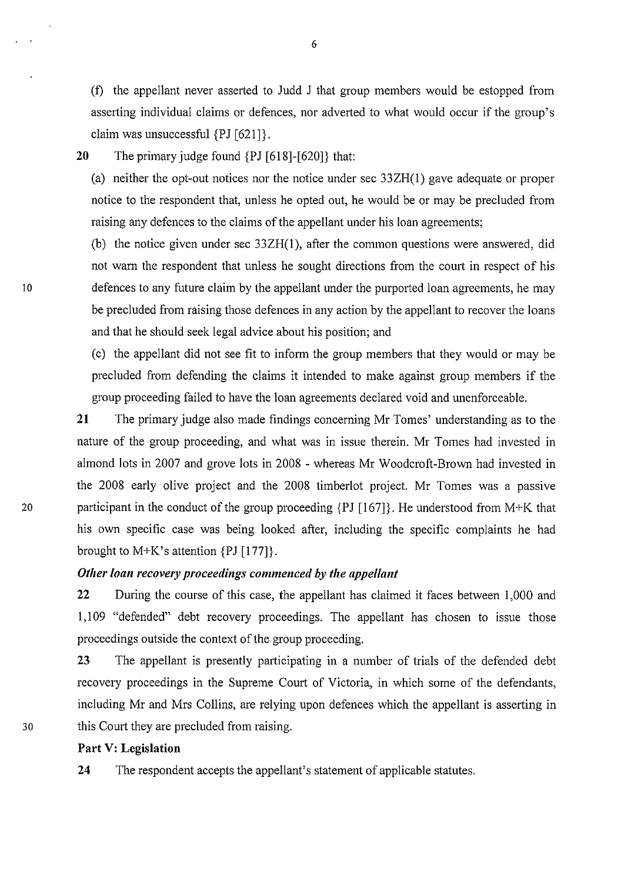(f) the appellant never asserted to Judd J that group members would be estopped from asserting individual claims or defences, nor adverted to what would occur if the group's claim was unsuccessful {PJ [621]}.

**20** The primary judge found {PJ [618]-[620]} that:

(a) neither the opt-out notices nor the notice under sec 33ZH(1) gave adequate or proper notice to the respondent that, unless he opted out, he would be or may be precluded from raising any defences to the claims of the appellant under his loan agreements;

(b) the notice given under sec 33ZH(1), after the common questions were answered, did not warn the respondent that unless he sought directions from the court in respect of his defences to any future claim by the appellant under the purported loan agreements, he may be precluded from raising those defences in any action by the appellant to recover the loans and that he should seek legal advice about his position; and

(c) the appellant did not see fit to inform the group members that they would or may be precluded from defending the claims it intended to make against group members if the group proceeding failed to have the loan agreements declared void and unenforceable.

**21** The primary judge also made findings concerning Mr Tomes' understanding as to the nature of the group proceeding, and what was in issue therein. Mr Tomes had invested in almond lots in 2007 and grove lots in 2008 - whereas Mr Woodcroft-Brown had invested in the 2008 early olive project and the 2008 timberlot project. Mr Tomes was a passive participant in the conduct of the group proceeding {PJ [167]}. He understood from M+K that his own specific case was being looked after, including the specific complaints he had brought to M+K's attention {PJ [177]}.

***Other loan recovery proceedings commenced by the appellant***

**22** During the course of this case, the appellant has claimed it faces between 1,000 and 1,109 "defended" debt recovery proceedings. The appellant has chosen to issue those proceedings outside the context of the group proceeding.

**23** The appellant is presently participating in a number of trials of the defended debt recovery proceedings in the Supreme Court of Victoria, in which some of the defendants, including Mr and Mrs Collins, are relying upon defences which the appellant is asserting in this Court they are precluded from raising.

**Part V: Legislation**

**24** The respondent accepts the appellant's statement of applicable statutes.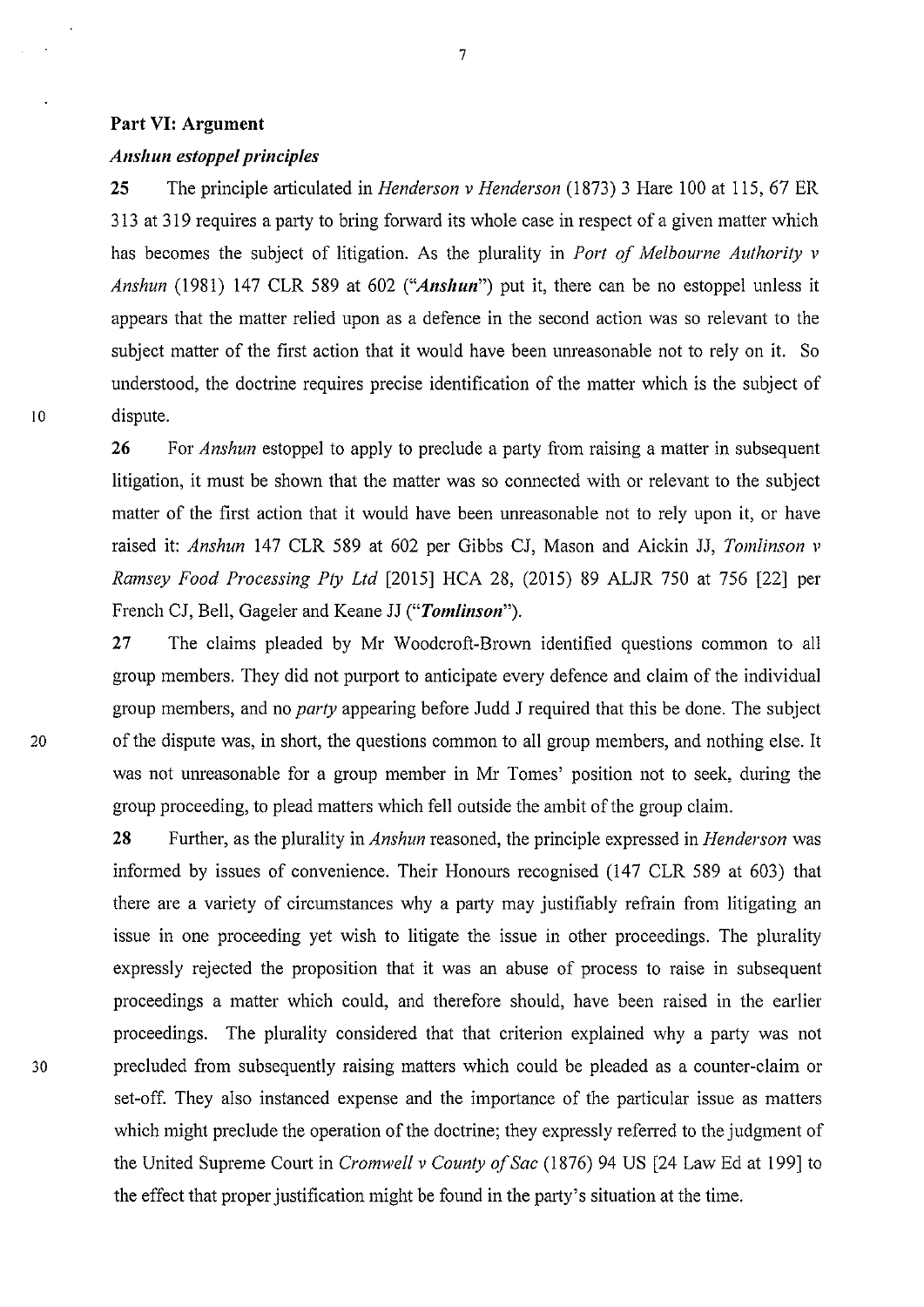## Part VI: Argument

### *Anshun estoppel principles*

**25** The principle articulated in *Henderson v Henderson* (1873) 3 Hare 100 at 115, 67 ER 313 at 319 requires a party to bring forward its whole case in respect of a given matter which has becomes the subject of litigation. As the plurality in *Port of Melbourne Authority v Anshun* (1981) 147 CLR 589 at 602 (*"**Anshun**"*) put it, there can be no estoppel unless it appears that the matter relied upon as a defence in the second action was so relevant to the subject matter of the first action that it would have been unreasonable not to rely on it. So understood, the doctrine requires precise identification of the matter which is the subject of dispute.

**26** For *Anshun* estoppel to apply to preclude a party from raising a matter in subsequent litigation, it must be shown that the matter was so connected with or relevant to the subject matter of the first action that it would have been unreasonable not to rely upon it, or have raised it: *Anshun* 147 CLR 589 at 602 per Gibbs CJ, Mason and Aickin JJ, *Tomlinson v Ramsey Food Processing Pty Ltd* [2015] HCA 28, (2015) 89 ALJR 750 at 756 [22] per French CJ, Bell, Gageler and Keane JJ (*"**Tomlinson**"*).

**27** The claims pleaded by Mr Woodcroft-Brown identified questions common to all group members. They did not purport to anticipate every defence and claim of the individual group members, and no *party* appearing before Judd J required that this be done. The subject of the dispute was, in short, the questions common to all group members, and nothing else. It was not unreasonable for a group member in Mr Tomes' position not to seek, during the group proceeding, to plead matters which fell outside the ambit of the group claim.

**28** Further, as the plurality in *Anshun* reasoned, the principle expressed in *Henderson* was informed by issues of convenience. Their Honours recognised (147 CLR 589 at 603) that there are a variety of circumstances why a party may justifiably refrain from litigating an issue in one proceeding yet wish to litigate the issue in other proceedings. The plurality expressly rejected the proposition that it was an abuse of process to raise in subsequent proceedings a matter which could, and therefore should, have been raised in the earlier proceedings. The plurality considered that that criterion explained why a party was not precluded from subsequently raising matters which could be pleaded as a counter-claim or set-off. They also instanced expense and the importance of the particular issue as matters which might preclude the operation of the doctrine; they expressly referred to the judgment of the United Supreme Court in *Cromwell v County of Sac* (1876) 94 US [24 Law Ed at 199] to the effect that proper justification might be found in the party's situation at the time.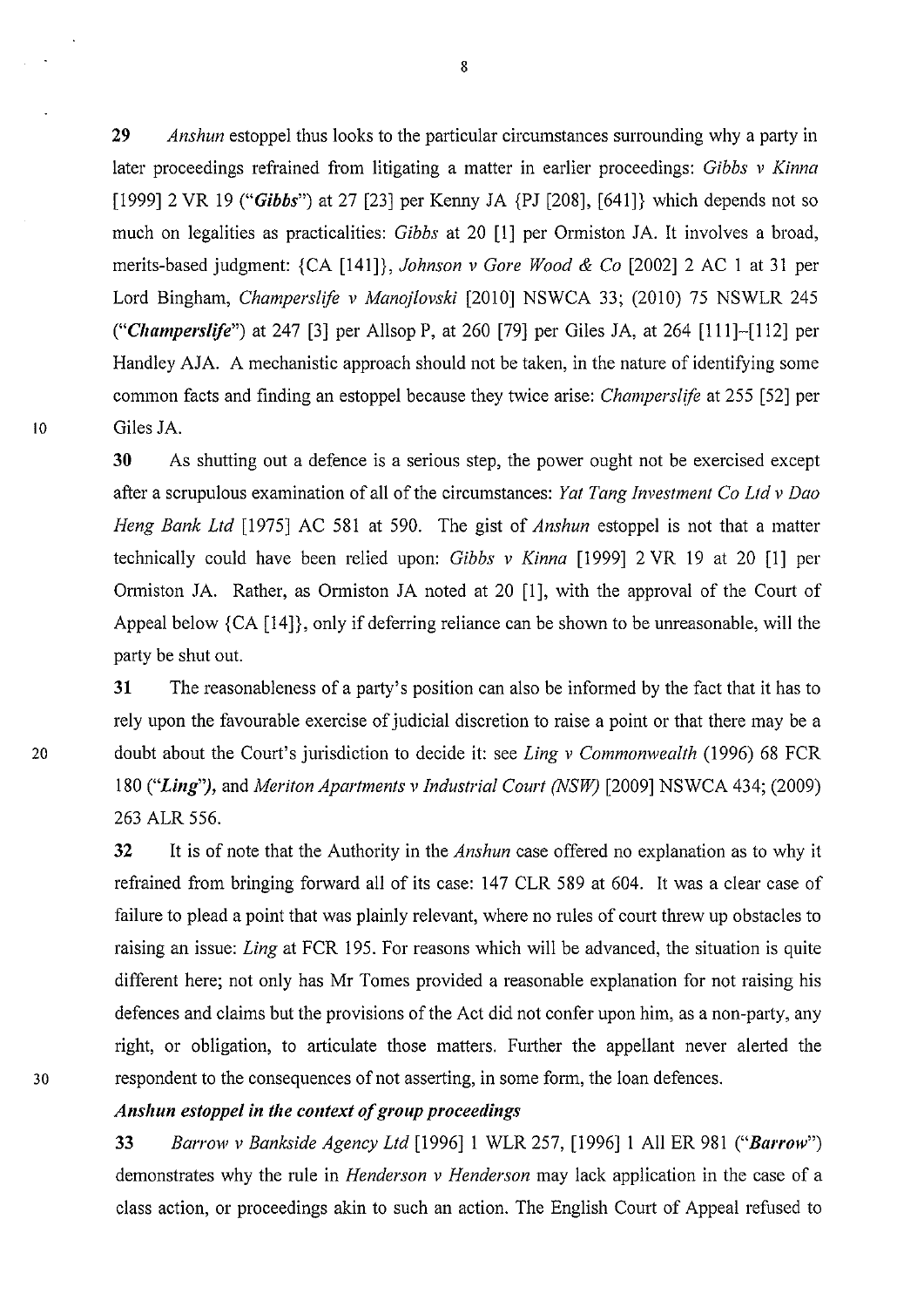**29** *Anshun* estoppel thus looks to the particular circumstances surrounding why a party in later proceedings refrained from litigating a matter in earlier proceedings: *Gibbs v Kinna* [1999] 2 VR 19 ("***Gibbs***") at 27 [23] per Kenny JA {PJ [208], [641]} which depends not so much on legalities as practicalities: *Gibbs* at 20 [1] per Ormiston JA. It involves a broad, merits-based judgment: {CA [141]}, *Johnson v Gore Wood & Co* [2002] 2 AC 1 at 31 per Lord Bingham, *Champerslife v Manojlovski* [2010] NSWCA 33; (2010) 75 NSWLR 245 ("***Champerslife***") at 247 [3] per Allsop P, at 260 [79] per Giles JA, at 264 [111]–[112] per Handley AJA. A mechanistic approach should not be taken, in the nature of identifying some common facts and finding an estoppel because they twice arise: *Champerslife* at 255 [52] per Giles JA.

**30** As shutting out a defence is a serious step, the power ought not be exercised except after a scrupulous examination of all of the circumstances: *Yat Tang Investment Co Ltd v Dao Heng Bank Ltd* [1975] AC 581 at 590. The gist of *Anshun* estoppel is not that a matter technically could have been relied upon: *Gibbs v Kinna* [1999] 2 VR 19 at 20 [1] per Ormiston JA. Rather, as Ormiston JA noted at 20 [1], with the approval of the Court of Appeal below {CA [14]}, only if deferring reliance can be shown to be unreasonable, will the party be shut out.

**31** The reasonableness of a party's position can also be informed by the fact that it has to rely upon the favourable exercise of judicial discretion to raise a point or that there may be a doubt about the Court's jurisdiction to decide it: see *Ling v Commonwealth* (1996) 68 FCR 180 ("***Ling***"), and *Meriton Apartments v Industrial Court (NSW)* [2009] NSWCA 434; (2009) 263 ALR 556.

**32** It is of note that the Authority in the *Anshun* case offered no explanation as to why it refrained from bringing forward all of its case: 147 CLR 589 at 604. It was a clear case of failure to plead a point that was plainly relevant, where no rules of court threw up obstacles to raising an issue: *Ling* at FCR 195. For reasons which will be advanced, the situation is quite different here; not only has Mr Tomes provided a reasonable explanation for not raising his defences and claims but the provisions of the Act did not confer upon him, as a non-party, any right, or obligation, to articulate those matters. Further the appellant never alerted the respondent to the consequences of not asserting, in some form, the loan defences.

### *Anshun estoppel in the context of group proceedings*

**33** *Barrow v Bankside Agency Ltd* [1996] 1 WLR 257, [1996] 1 All ER 981 ("***Barrow***") demonstrates why the rule in *Henderson v Henderson* may lack application in the case of a class action, or proceedings akin to such an action. The English Court of Appeal refused to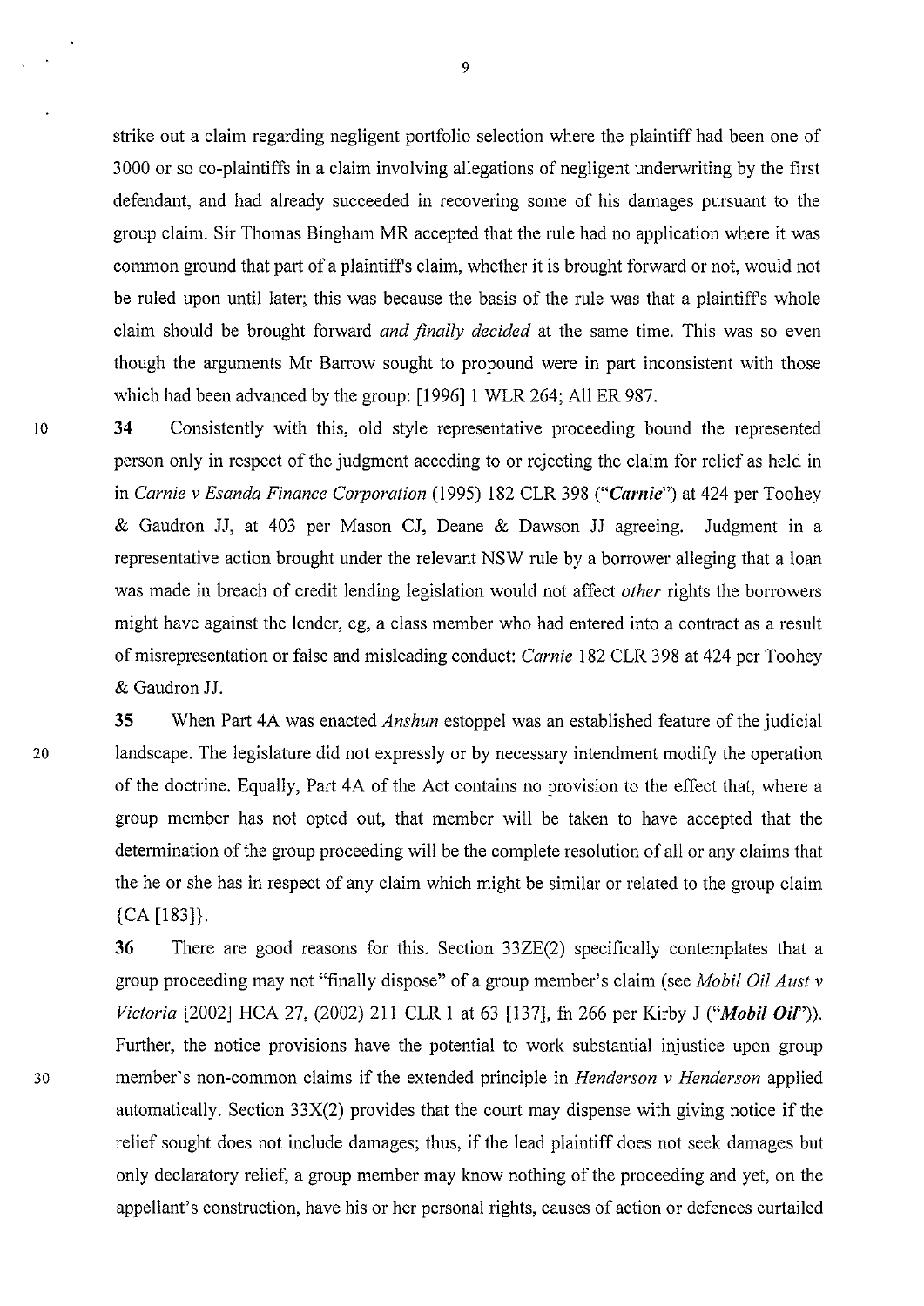strike out a claim regarding negligent portfolio selection where the plaintiff had been one of 3000 or so co-plaintiffs in a claim involving allegations of negligent underwriting by the first defendant, and had already succeeded in recovering some of his damages pursuant to the group claim. Sir Thomas Bingham MR accepted that the rule had no application where it was common ground that part of a plaintiff's claim, whether it is brought forward or not, would not be ruled upon until later; this was because the basis of the rule was that a plaintiff's whole claim should be brought forward *and finally decided* at the same time. This was so even though the arguments Mr Barrow sought to propound were in part inconsistent with those which had been advanced by the group: [1996] 1 WLR 264; All ER 987.

**34** Consistently with this, old style representative proceeding bound the represented person only in respect of the judgment acceding to or rejecting the claim for relief as held in in *Carnie v Esanda Finance Corporation* (1995) 182 CLR 398 ("***Carnie***") at 424 per Toohey & Gaudron JJ, at 403 per Mason CJ, Deane & Dawson JJ agreeing. Judgment in a representative action brought under the relevant NSW rule by a borrower alleging that a loan was made in breach of credit lending legislation would not affect *other* rights the borrowers might have against the lender, eg, a class member who had entered into a contract as a result of misrepresentation or false and misleading conduct: *Carnie* 182 CLR 398 at 424 per Toohey & Gaudron JJ.

**35** When Part 4A was enacted *Anshun* estoppel was an established feature of the judicial landscape. The legislature did not expressly or by necessary intendment modify the operation of the doctrine. Equally, Part 4A of the Act contains no provision to the effect that, where a group member has not opted out, that member will be taken to have accepted that the determination of the group proceeding will be the complete resolution of all or any claims that the he or she has in respect of any claim which might be similar or related to the group claim {CA [183]}.

**36** There are good reasons for this. Section 33ZE(2) specifically contemplates that a group proceeding may not "finally dispose" of a group member's claim (see *Mobil Oil Aust v Victoria* [2002] HCA 27, (2002) 211 CLR 1 at 63 [137], fn 266 per Kirby J ("***Mobil Oil***")). Further, the notice provisions have the potential to work substantial injustice upon group member's non-common claims if the extended principle in *Henderson v Henderson* applied automatically. Section 33X(2) provides that the court may dispense with giving notice if the relief sought does not include damages; thus, if the lead plaintiff does not seek damages but only declaratory relief, a group member may know nothing of the proceeding and yet, on the appellant's construction, have his or her personal rights, causes of action or defences curtailed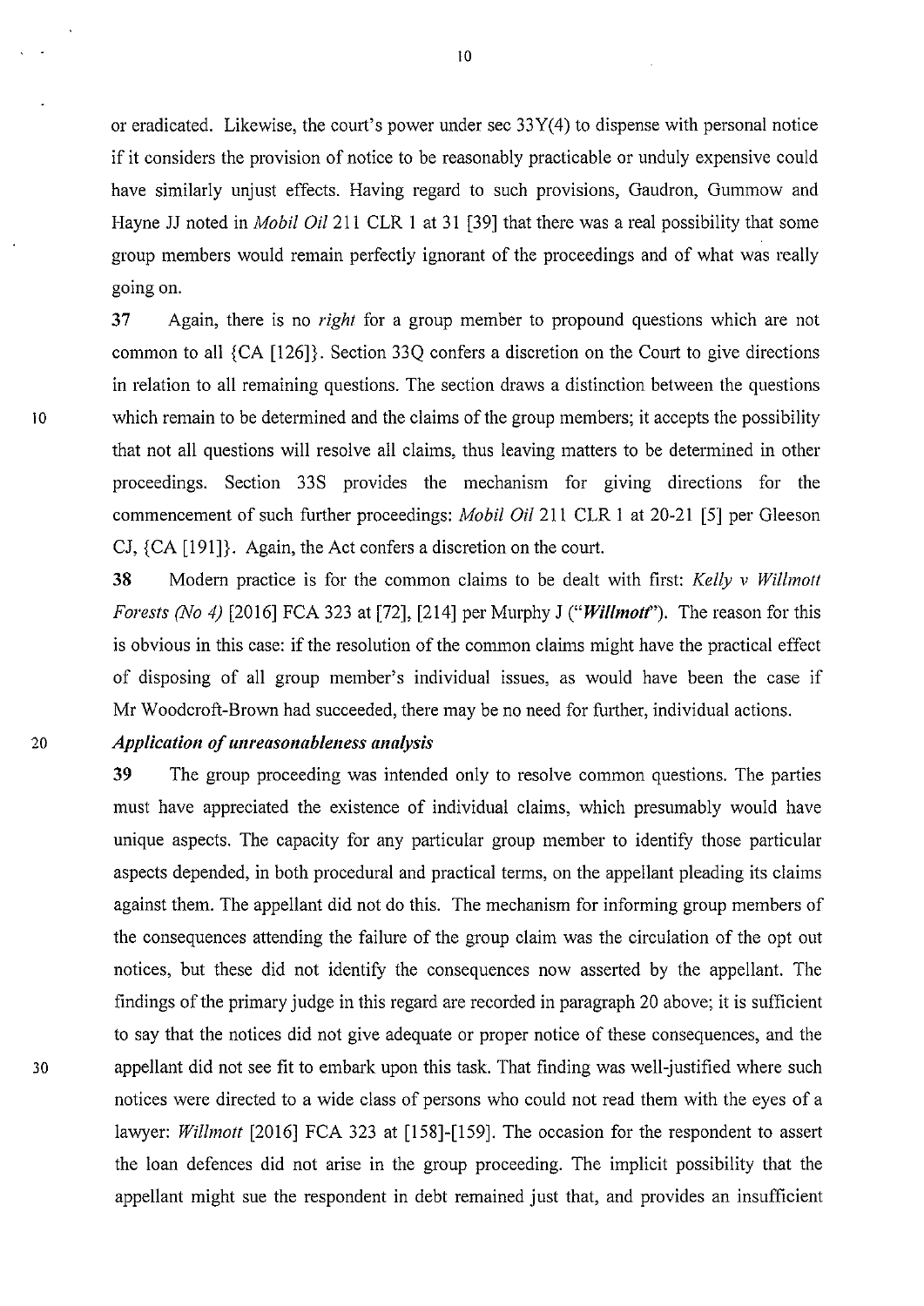or eradicated. Likewise, the court's power under sec 33Y(4) to dispense with personal notice if it considers the provision of notice to be reasonably practicable or unduly expensive could have similarly unjust effects. Having regard to such provisions, Gaudron, Gummow and Hayne JJ noted in *Mobil Oil* 211 CLR 1 at 31 [39] that there was a real possibility that some group members would remain perfectly ignorant of the proceedings and of what was really going on.

**37** Again, there is no *right* for a group member to propound questions which are not common to all {CA [126]}. Section 33Q confers a discretion on the Court to give directions in relation to all remaining questions. The section draws a distinction between the questions which remain to be determined and the claims of the group members; it accepts the possibility that not all questions will resolve all claims, thus leaving matters to be determined in other proceedings. Section 33S provides the mechanism for giving directions for the commencement of such further proceedings: *Mobil Oil* 211 CLR 1 at 20-21 [5] per Gleeson CJ, {CA [191]}. Again, the Act confers a discretion on the court.

**38** Modern practice is for the common claims to be dealt with first: *Kelly v Willmott Forests (No 4)* [2016] FCA 323 at [72], [214] per Murphy J ("***Willmott***"). The reason for this is obvious in this case: if the resolution of the common claims might have the practical effect of disposing of all group member's individual issues, as would have been the case if Mr Woodcroft-Brown had succeeded, there may be no need for further, individual actions.

***Application of unreasonableness analysis***

**39** The group proceeding was intended only to resolve common questions. The parties must have appreciated the existence of individual claims, which presumably would have unique aspects. The capacity for any particular group member to identify those particular aspects depended, in both procedural and practical terms, on the appellant pleading its claims against them. The appellant did not do this. The mechanism for informing group members of the consequences attending the failure of the group claim was the circulation of the opt out notices, but these did not identify the consequences now asserted by the appellant. The findings of the primary judge in this regard are recorded in paragraph 20 above; it is sufficient to say that the notices did not give adequate or proper notice of these consequences, and the appellant did not see fit to embark upon this task. That finding was well-justified where such notices were directed to a wide class of persons who could not read them with the eyes of a lawyer: *Willmott* [2016] FCA 323 at [158]-[159]. The occasion for the respondent to assert the loan defences did not arise in the group proceeding. The implicit possibility that the appellant might sue the respondent in debt remained just that, and provides an insufficient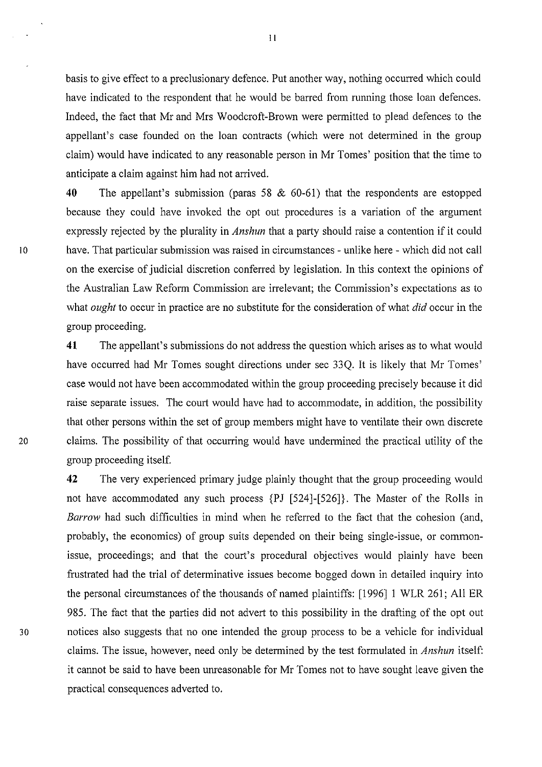basis to give effect to a preclusionary defence. Put another way, nothing occurred which could have indicated to the respondent that he would be barred from running those loan defences. Indeed, the fact that Mr and Mrs Woodcroft-Brown were permitted to plead defences to the appellant's case founded on the loan contracts (which were not determined in the group claim) would have indicated to any reasonable person in Mr Tomes' position that the time to anticipate a claim against him had not arrived.

**40** The appellant's submission (paras 58 & 60-61) that the respondents are estopped because they could have invoked the opt out procedures is a variation of the argument expressly rejected by the plurality in *Anshun* that a party should raise a contention if it could have. That particular submission was raised in circumstances - unlike here - which did not call on the exercise of judicial discretion conferred by legislation. In this context the opinions of the Australian Law Reform Commission are irrelevant; the Commission's expectations as to what *ought* to occur in practice are no substitute for the consideration of what *did* occur in the group proceeding.

**41** The appellant's submissions do not address the question which arises as to what would have occurred had Mr Tomes sought directions under sec 33Q. It is likely that Mr Tomes' case would not have been accommodated within the group proceeding precisely because it did raise separate issues. The court would have had to accommodate, in addition, the possibility that other persons within the set of group members might have to ventilate their own discrete claims. The possibility of that occurring would have undermined the practical utility of the group proceeding itself.

**42** The very experienced primary judge plainly thought that the group proceeding would not have accommodated any such process {PJ [524]-[526]}. The Master of the Rolls in *Barrow* had such difficulties in mind when he referred to the fact that the cohesion (and, probably, the economics) of group suits depended on their being single-issue, or common-issue, proceedings; and that the court's procedural objectives would plainly have been frustrated had the trial of determinative issues become bogged down in detailed inquiry into the personal circumstances of the thousands of named plaintiffs: [1996] 1 WLR 261; All ER 985. The fact that the parties did not advert to this possibility in the drafting of the opt out notices also suggests that no one intended the group process to be a vehicle for individual claims. The issue, however, need only be determined by the test formulated in *Anshun* itself: it cannot be said to have been unreasonable for Mr Tomes not to have sought leave given the practical consequences adverted to.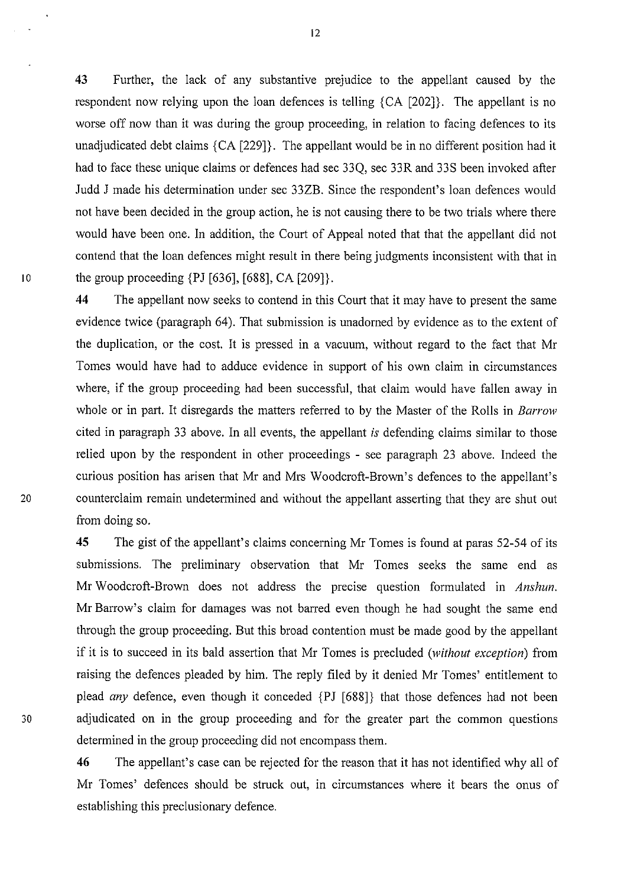**43** Further, the lack of any substantive prejudice to the appellant caused by the respondent now relying upon the loan defences is telling {CA [202]}. The appellant is no worse off now than it was during the group proceeding, in relation to facing defences to its unadjudicated debt claims {CA [229]}. The appellant would be in no different position had it had to face these unique claims or defences had sec 33Q, sec 33R and 33S been invoked after Judd J made his determination under sec 33ZB. Since the respondent's loan defences would not have been decided in the group action, he is not causing there to be two trials where there would have been one. In addition, the Court of Appeal noted that that the appellant did not contend that the loan defences might result in there being judgments inconsistent with that in the group proceeding {PJ [636], [688], CA [209]}.

**44** The appellant now seeks to contend in this Court that it may have to present the same evidence twice (paragraph 64). That submission is unadorned by evidence as to the extent of the duplication, or the cost. It is pressed in a vacuum, without regard to the fact that Mr Tomes would have had to adduce evidence in support of his own claim in circumstances where, if the group proceeding had been successful, that claim would have fallen away in whole or in part. It disregards the matters referred to by the Master of the Rolls in *Barrow* cited in paragraph 33 above. In all events, the appellant *is* defending claims similar to those relied upon by the respondent in other proceedings - see paragraph 23 above. Indeed the curious position has arisen that Mr and Mrs Woodcroft-Brown's defences to the appellant's counterclaim remain undetermined and without the appellant asserting that they are shut out from doing so.

**45** The gist of the appellant's claims concerning Mr Tomes is found at paras 52-54 of its submissions. The preliminary observation that Mr Tomes seeks the same end as Mr Woodcroft-Brown does not address the precise question formulated in *Anshun*. Mr Barrow's claim for damages was not barred even though he had sought the same end through the group proceeding. But this broad contention must be made good by the appellant if it is to succeed in its bald assertion that Mr Tomes is precluded (*without exception*) from raising the defences pleaded by him. The reply filed by it denied Mr Tomes' entitlement to plead *any* defence, even though it conceded {PJ [688]} that those defences had not been adjudicated on in the group proceeding and for the greater part the common questions determined in the group proceeding did not encompass them.

**46** The appellant's case can be rejected for the reason that it has not identified why all of Mr Tomes' defences should be struck out, in circumstances where it bears the onus of establishing this preclusionary defence.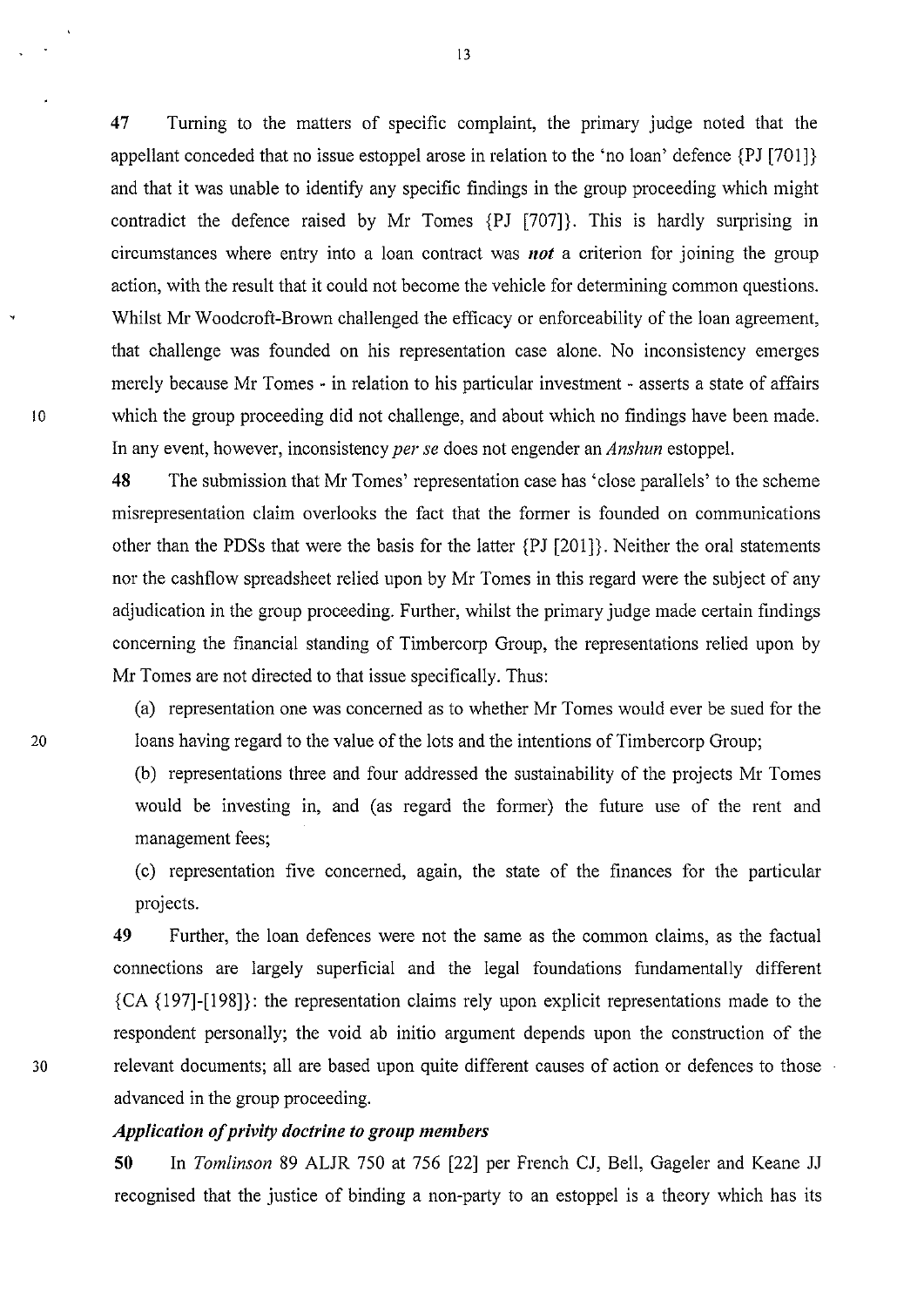**47** Turning to the matters of specific complaint, the primary judge noted that the appellant conceded that no issue estoppel arose in relation to the 'no loan' defence {PJ [701]} and that it was unable to identify any specific findings in the group proceeding which might contradict the defence raised by Mr Tomes {PJ [707]}. This is hardly surprising in circumstances where entry into a loan contract was ***not*** a criterion for joining the group action, with the result that it could not become the vehicle for determining common questions. Whilst Mr Woodcroft-Brown challenged the efficacy or enforceability of the loan agreement, that challenge was founded on his representation case alone. No inconsistency emerges merely because Mr Tomes - in relation to his particular investment - asserts a state of affairs which the group proceeding did not challenge, and about which no findings have been made. In any event, however, inconsistency *per se* does not engender an *Anshun* estoppel.

**48** The submission that Mr Tomes' representation case has 'close parallels' to the scheme misrepresentation claim overlooks the fact that the former is founded on communications other than the PDSs that were the basis for the latter {PJ [201]}. Neither the oral statements nor the cashflow spreadsheet relied upon by Mr Tomes in this regard were the subject of any adjudication in the group proceeding. Further, whilst the primary judge made certain findings concerning the financial standing of Timbercorp Group, the representations relied upon by Mr Tomes are not directed to that issue specifically. Thus:

(a) representation one was concerned as to whether Mr Tomes would ever be sued for the loans having regard to the value of the lots and the intentions of Timbercorp Group;

(b) representations three and four addressed the sustainability of the projects Mr Tomes would be investing in, and (as regard the former) the future use of the rent and management fees;

(c) representation five concerned, again, the state of the finances for the particular projects.

**49** Further, the loan defences were not the same as the common claims, as the factual connections are largely superficial and the legal foundations fundamentally different {CA {197]-[198]}: the representation claims rely upon explicit representations made to the respondent personally; the void ab initio argument depends upon the construction of the relevant documents; all are based upon quite different causes of action or defences to those advanced in the group proceeding.

***Application of privity doctrine to group members***

**50** In *Tomlinson* 89 ALJR 750 at 756 [22] per French CJ, Bell, Gageler and Keane JJ recognised that the justice of binding a non-party to an estoppel is a theory which has its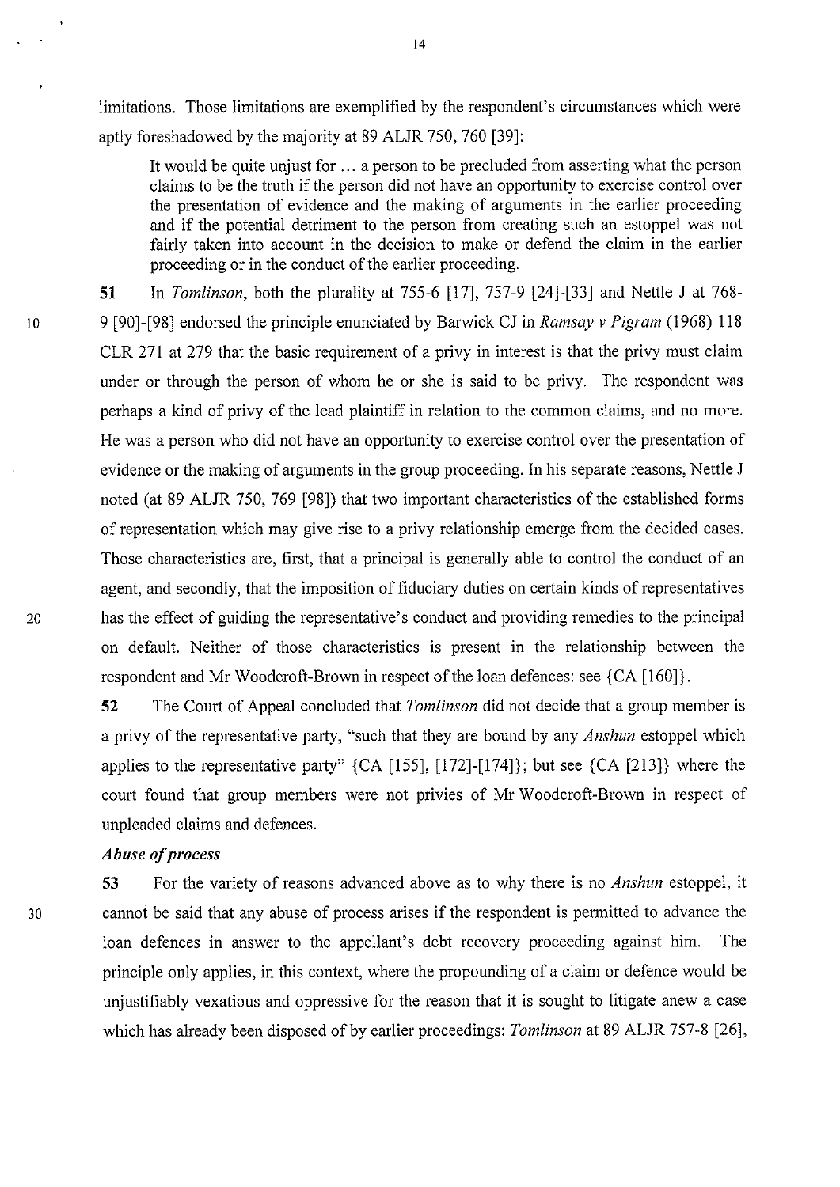limitations. Those limitations are exemplified by the respondent's circumstances which were aptly foreshadowed by the majority at 89 ALJR 750, 760 [39]:

> It would be quite unjust for … a person to be precluded from asserting what the person claims to be the truth if the person did not have an opportunity to exercise control over the presentation of evidence and the making of arguments in the earlier proceeding and if the potential detriment to the person from creating such an estoppel was not fairly taken into account in the decision to make or defend the claim in the earlier proceeding or in the conduct of the earlier proceeding.

**51** In *Tomlinson*, both the plurality at 755-6 [17], 757-9 [24]-[33] and Nettle J at 768-9 [90]-[98] endorsed the principle enunciated by Barwick CJ in *Ramsay v Pigram* (1968) 118 CLR 271 at 279 that the basic requirement of a privy in interest is that the privy must claim under or through the person of whom he or she is said to be privy. The respondent was perhaps a kind of privy of the lead plaintiff in relation to the common claims, and no more. He was a person who did not have an opportunity to exercise control over the presentation of evidence or the making of arguments in the group proceeding. In his separate reasons, Nettle J noted (at 89 ALJR 750, 769 [98]) that two important characteristics of the established forms of representation which may give rise to a privy relationship emerge from the decided cases. Those characteristics are, first, that a principal is generally able to control the conduct of an agent, and secondly, that the imposition of fiduciary duties on certain kinds of representatives has the effect of guiding the representative's conduct and providing remedies to the principal on default. Neither of those characteristics is present in the relationship between the respondent and Mr Woodcroft-Brown in respect of the loan defences: see {CA [160]}.

**52** The Court of Appeal concluded that *Tomlinson* did not decide that a group member is a privy of the representative party, "such that they are bound by any *Anshun* estoppel which applies to the representative party" {CA [155], [172]-[174]}; but see {CA [213]} where the court found that group members were not privies of Mr Woodcroft-Brown in respect of unpleaded claims and defences.

### *Abuse of process*

**53** For the variety of reasons advanced above as to why there is no *Anshun* estoppel, it cannot be said that any abuse of process arises if the respondent is permitted to advance the loan defences in answer to the appellant's debt recovery proceeding against him. The principle only applies, in this context, where the propounding of a claim or defence would be unjustifiably vexatious and oppressive for the reason that it is sought to litigate anew a case which has already been disposed of by earlier proceedings: *Tomlinson* at 89 ALJR 757-8 [26],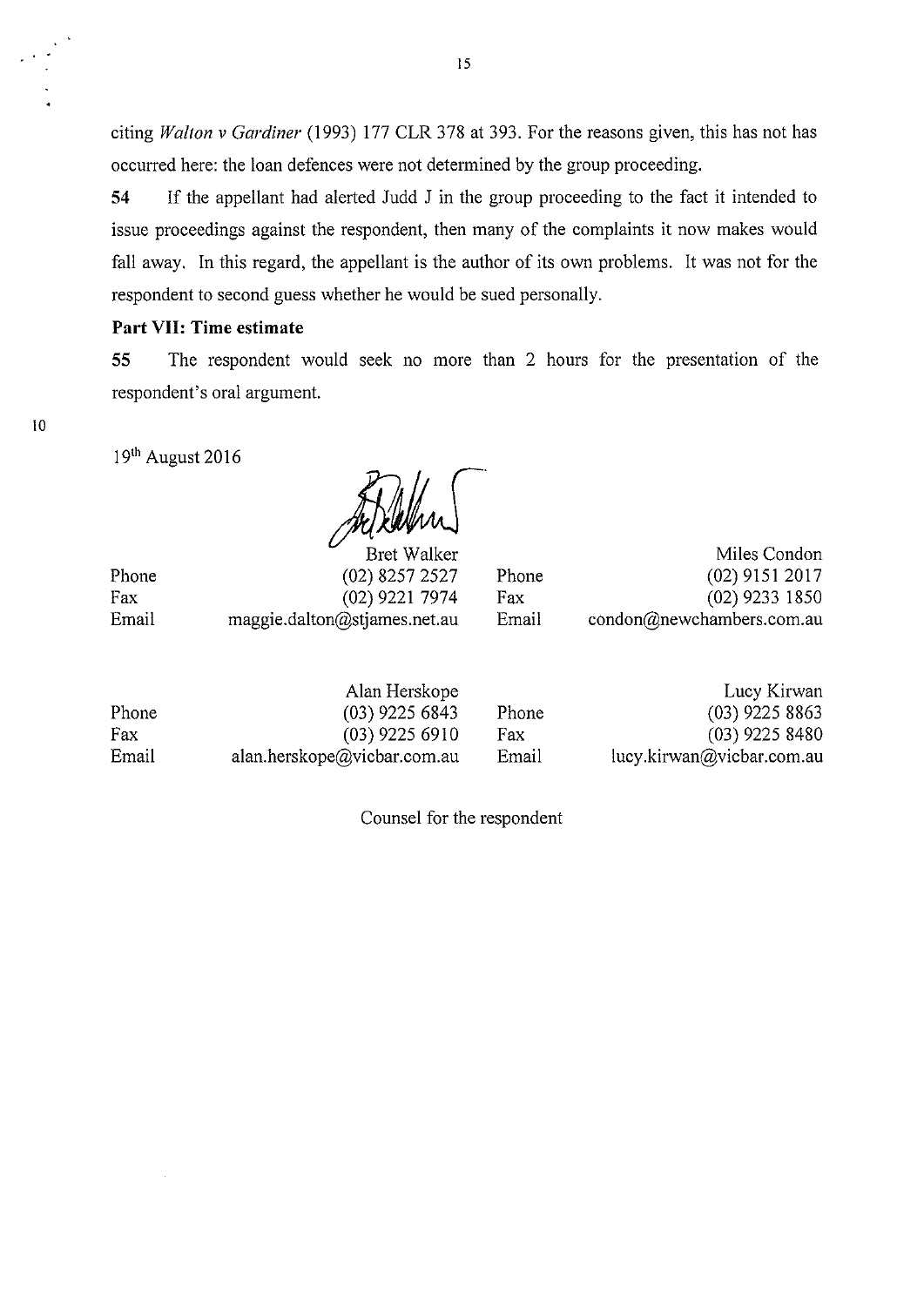citing *Walton v Gardiner* (1993) 177 CLR 378 at 393. For the reasons given, this has not has occurred here: the loan defences were not determined by the group proceeding.

**54** If the appellant had alerted Judd J in the group proceeding to the fact it intended to issue proceedings against the respondent, then many of the complaints it now makes would fall away. In this regard, the appellant is the author of its own problems. It was not for the respondent to second guess whether he would be sued personally.

**Part VII: Time estimate**

**55** The respondent would seek no more than 2 hours for the presentation of the respondent's oral argument.

19th August 2016

| | Bret Walker | | Miles Condon |
|---|---|---|---|
| Phone | (02) 8257 2527 | Phone | (02) 9151 2017 |
| Fax | (02) 9221 7974 | Fax | (02) 9233 1850 |
| Email | maggie.dalton@stjames.net.au | Email | condon@newchambers.com.au |

| | Alan Herskope | | Lucy Kirwan |
|---|---|---|---|
| Phone | (03) 9225 6843 | Phone | (03) 9225 8863 |
| Fax | (03) 9225 6910 | Fax | (03) 9225 8480 |
| Email | alan.herskope@vicbar.com.au | Email | lucy.kirwan@vicbar.com.au |

Counsel for the respondent